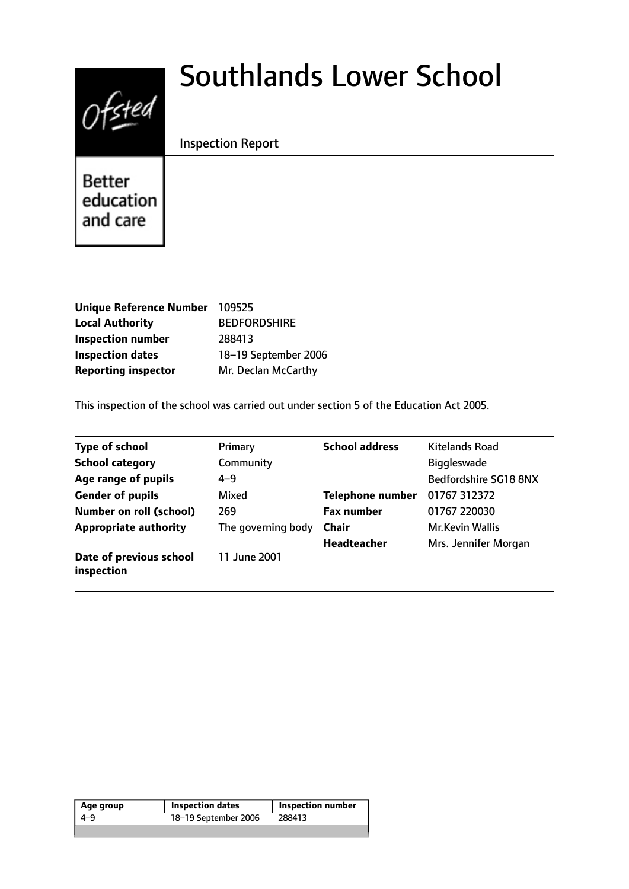# Southlands Lower School

Inspection Report

Better education and care

| | |
|---|---|
| **Unique Reference Number** | 109525 |
| **Local Authority** | BEDFORDSHIRE |
| **Inspection number** | 288413 |
| **Inspection dates** | 18–19 September 2006 |
| **Reporting inspector** | Mr. Declan McCarthy |

This inspection of the school was carried out under section 5 of the Education Act 2005.

| | | | |
|---|---|---|---|
| **Type of school** | Primary | **School address** | Kitelands Road |
| **School category** | Community | | Biggleswade |
| **Age range of pupils** | 4–9 | | Bedfordshire SG18 8NX |
| **Gender of pupils** | Mixed | **Telephone number** | 01767 312372 |
| **Number on roll (school)** | 269 | **Fax number** | 01767 220030 |
| **Appropriate authority** | The governing body | **Chair** | Mr.Kevin Wallis |
| | | **Headteacher** | Mrs. Jennifer Morgan |
| **Date of previous school inspection** | 11 June 2001 | | |

| Age group | Inspection dates | Inspection number |
|---|---|---|
| 4–9 | 18–19 September 2006 | 288413 |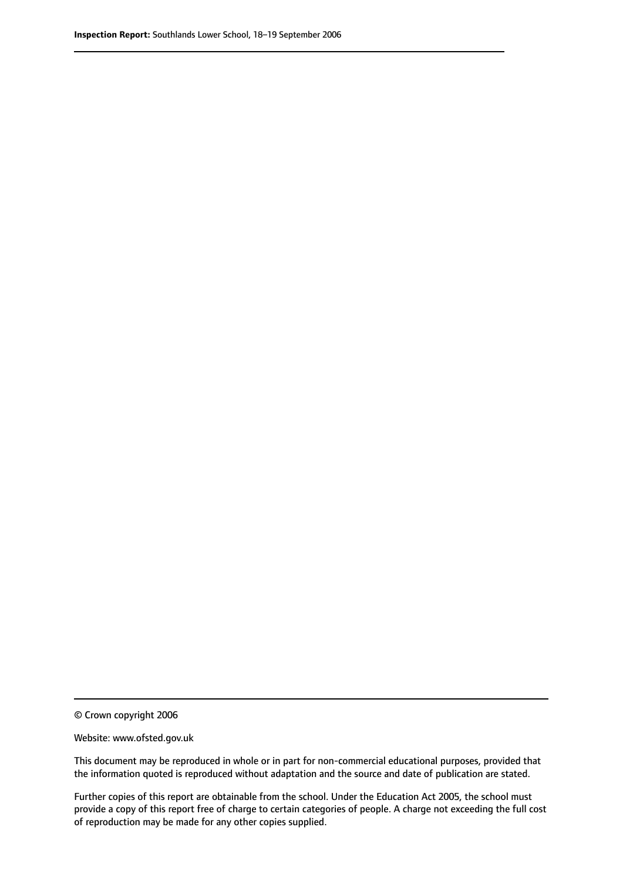© Crown copyright 2006

Website: www.ofsted.gov.uk

This document may be reproduced in whole or in part for non-commercial educational purposes, provided that the information quoted is reproduced without adaptation and the source and date of publication are stated.

Further copies of this report are obtainable from the school. Under the Education Act 2005, the school must provide a copy of this report free of charge to certain categories of people. A charge not exceeding the full cost of reproduction may be made for any other copies supplied.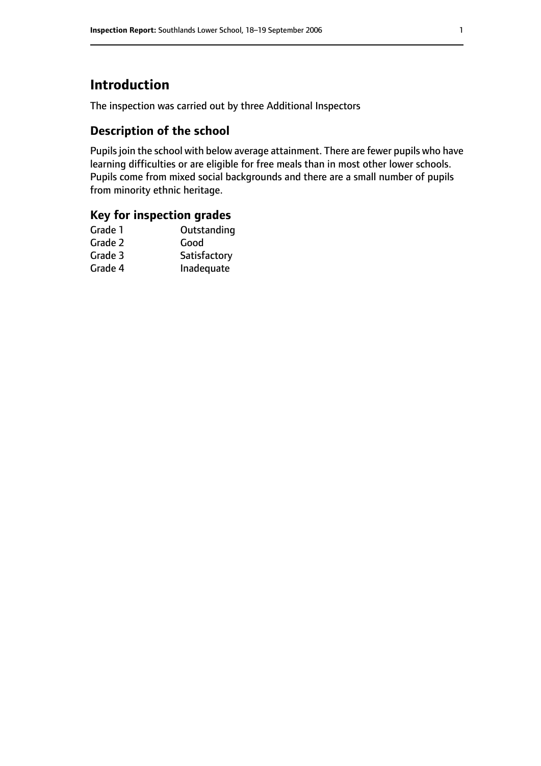# Introduction

The inspection was carried out by three Additional Inspectors

## Description of the school

Pupils join the school with below average attainment. There are fewer pupils who have learning difficulties or are eligible for free meals than in most other lower schools. Pupils come from mixed social backgrounds and there are a small number of pupils from minority ethnic heritage.

## Key for inspection grades

| | |
|---|---|
| Grade 1 | Outstanding |
| Grade 2 | Good |
| Grade 3 | Satisfactory |
| Grade 4 | Inadequate |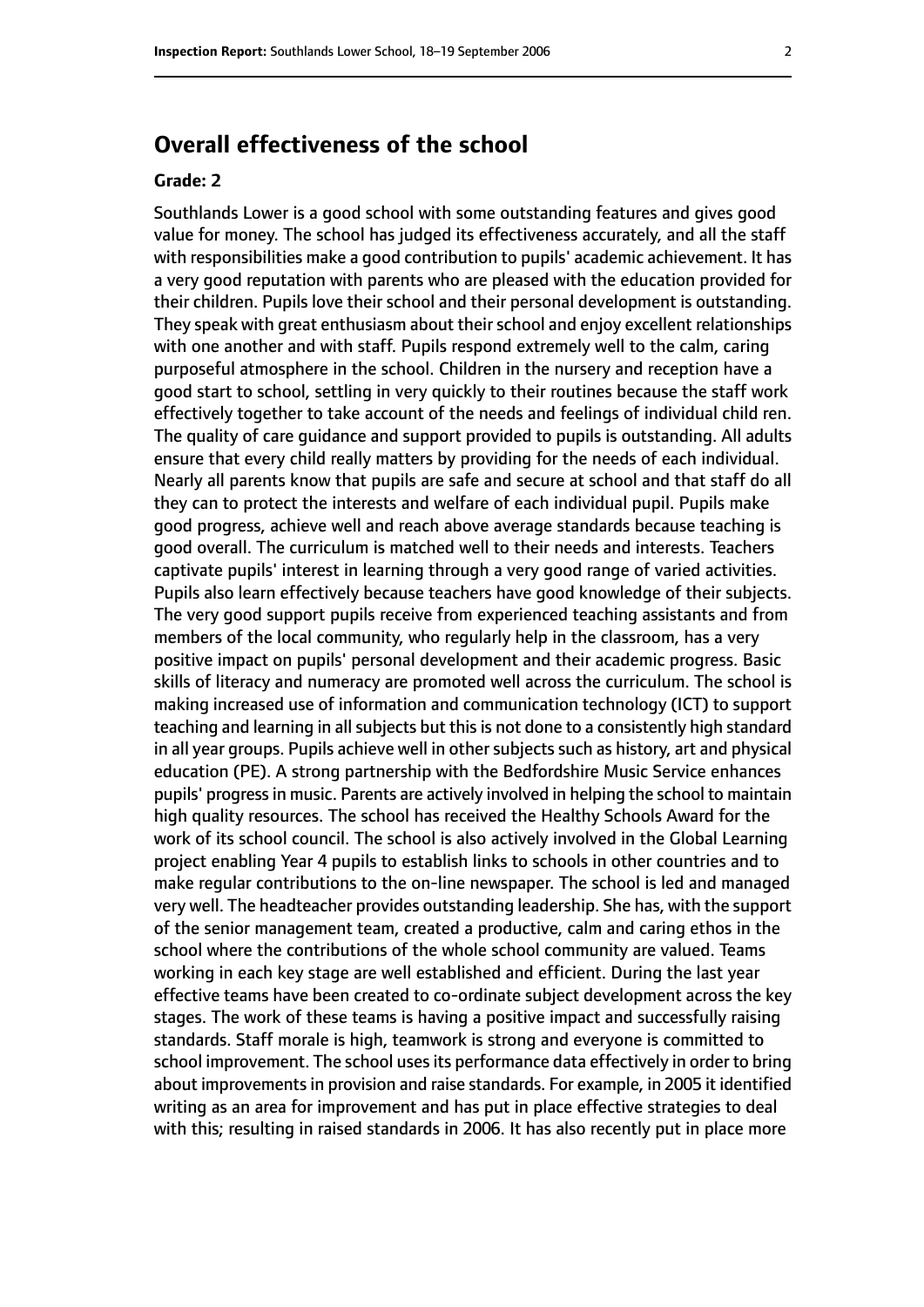## Overall effectiveness of the school

### Grade: 2

Southlands Lower is a good school with some outstanding features and gives good value for money. The school has judged its effectiveness accurately, and all the staff with responsibilities make a good contribution to pupils' academic achievement. It has a very good reputation with parents who are pleased with the education provided for their children. Pupils love their school and their personal development is outstanding. They speak with great enthusiasm about their school and enjoy excellent relationships with one another and with staff. Pupils respond extremely well to the calm, caring purposeful atmosphere in the school. Children in the nursery and reception have a good start to school, settling in very quickly to their routines because the staff work effectively together to take account of the needs and feelings of individual child ren. The quality of care guidance and support provided to pupils is outstanding. All adults ensure that every child really matters by providing for the needs of each individual. Nearly all parents know that pupils are safe and secure at school and that staff do all they can to protect the interests and welfare of each individual pupil. Pupils make good progress, achieve well and reach above average standards because teaching is good overall. The curriculum is matched well to their needs and interests. Teachers captivate pupils' interest in learning through a very good range of varied activities. Pupils also learn effectively because teachers have good knowledge of their subjects. The very good support pupils receive from experienced teaching assistants and from members of the local community, who regularly help in the classroom, has a very positive impact on pupils' personal development and their academic progress. Basic skills of literacy and numeracy are promoted well across the curriculum. The school is making increased use of information and communication technology (ICT) to support teaching and learning in all subjects but this is not done to a consistently high standard in all year groups. Pupils achieve well in other subjects such as history, art and physical education (PE). A strong partnership with the Bedfordshire Music Service enhances pupils' progress in music. Parents are actively involved in helping the school to maintain high quality resources. The school has received the Healthy Schools Award for the work of its school council. The school is also actively involved in the Global Learning project enabling Year 4 pupils to establish links to schools in other countries and to make regular contributions to the on-line newspaper. The school is led and managed very well. The headteacher provides outstanding leadership. She has, with the support of the senior management team, created a productive, calm and caring ethos in the school where the contributions of the whole school community are valued. Teams working in each key stage are well established and efficient. During the last year effective teams have been created to co-ordinate subject development across the key stages. The work of these teams is having a positive impact and successfully raising standards. Staff morale is high, teamwork is strong and everyone is committed to school improvement. The school uses its performance data effectively in order to bring about improvements in provision and raise standards. For example, in 2005 it identified writing as an area for improvement and has put in place effective strategies to deal with this; resulting in raised standards in 2006. It has also recently put in place more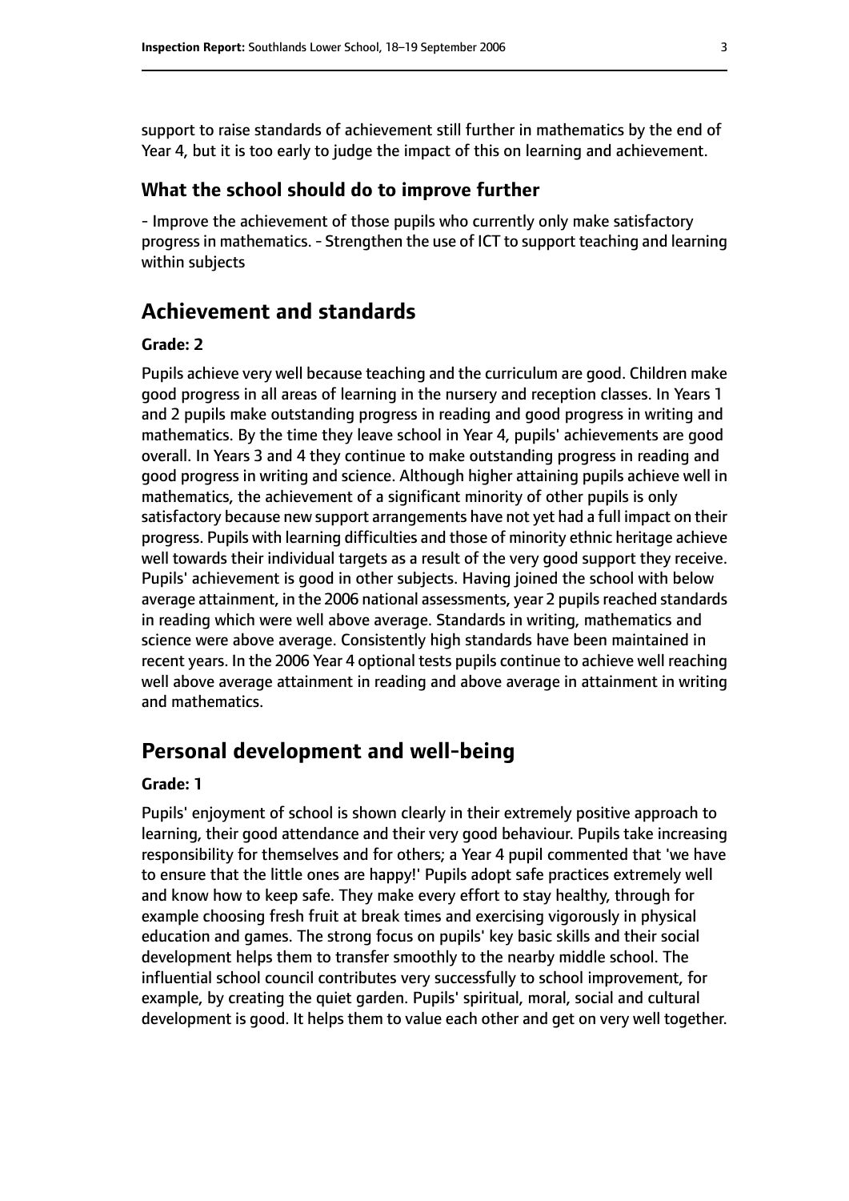support to raise standards of achievement still further in mathematics by the end of Year 4, but it is too early to judge the impact of this on learning and achievement.

### What the school should do to improve further

- Improve the achievement of those pupils who currently only make satisfactory progress in mathematics. - Strengthen the use of ICT to support teaching and learning within subjects

## Achievement and standards

#### Grade: 2

Pupils achieve very well because teaching and the curriculum are good. Children make good progress in all areas of learning in the nursery and reception classes. In Years 1 and 2 pupils make outstanding progress in reading and good progress in writing and mathematics. By the time they leave school in Year 4, pupils' achievements are good overall. In Years 3 and 4 they continue to make outstanding progress in reading and good progress in writing and science. Although higher attaining pupils achieve well in mathematics, the achievement of a significant minority of other pupils is only satisfactory because new support arrangements have not yet had a full impact on their progress. Pupils with learning difficulties and those of minority ethnic heritage achieve well towards their individual targets as a result of the very good support they receive. Pupils' achievement is good in other subjects. Having joined the school with below average attainment, in the 2006 national assessments, year 2 pupils reached standards in reading which were well above average. Standards in writing, mathematics and science were above average. Consistently high standards have been maintained in recent years. In the 2006 Year 4 optional tests pupils continue to achieve well reaching well above average attainment in reading and above average in attainment in writing and mathematics.

## Personal development and well-being

#### Grade: 1

Pupils' enjoyment of school is shown clearly in their extremely positive approach to learning, their good attendance and their very good behaviour. Pupils take increasing responsibility for themselves and for others; a Year 4 pupil commented that 'we have to ensure that the little ones are happy!' Pupils adopt safe practices extremely well and know how to keep safe. They make every effort to stay healthy, through for example choosing fresh fruit at break times and exercising vigorously in physical education and games. The strong focus on pupils' key basic skills and their social development helps them to transfer smoothly to the nearby middle school. The influential school council contributes very successfully to school improvement, for example, by creating the quiet garden. Pupils' spiritual, moral, social and cultural development is good. It helps them to value each other and get on very well together.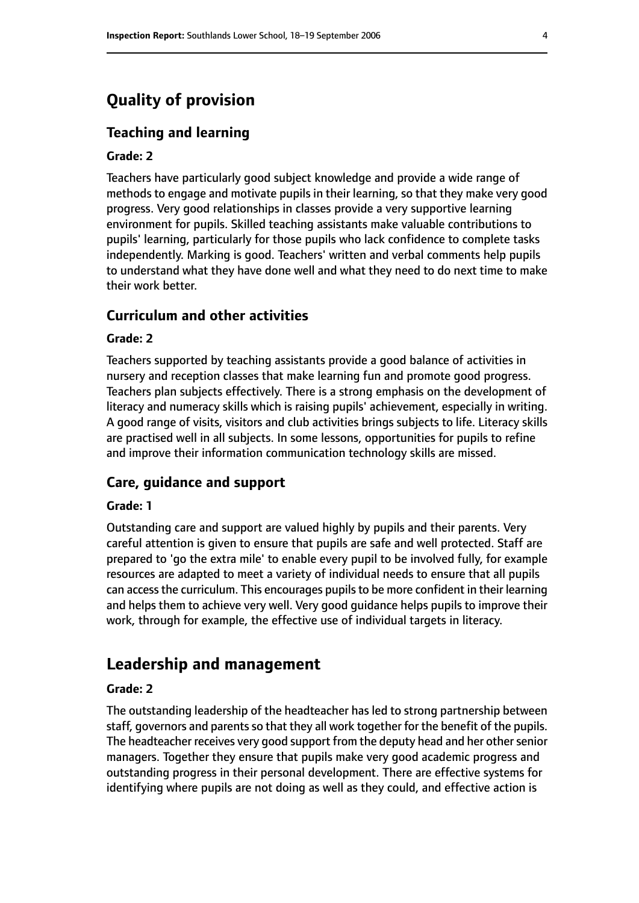# Quality of provision

## Teaching and learning

**Grade: 2**

Teachers have particularly good subject knowledge and provide a wide range of methods to engage and motivate pupils in their learning, so that they make very good progress. Very good relationships in classes provide a very supportive learning environment for pupils. Skilled teaching assistants make valuable contributions to pupils' learning, particularly for those pupils who lack confidence to complete tasks independently. Marking is good. Teachers' written and verbal comments help pupils to understand what they have done well and what they need to do next time to make their work better.

## Curriculum and other activities

**Grade: 2**

Teachers supported by teaching assistants provide a good balance of activities in nursery and reception classes that make learning fun and promote good progress. Teachers plan subjects effectively. There is a strong emphasis on the development of literacy and numeracy skills which is raising pupils' achievement, especially in writing. A good range of visits, visitors and club activities brings subjects to life. Literacy skills are practised well in all subjects. In some lessons, opportunities for pupils to refine and improve their information communication technology skills are missed.

## Care, guidance and support

**Grade: 1**

Outstanding care and support are valued highly by pupils and their parents. Very careful attention is given to ensure that pupils are safe and well protected. Staff are prepared to 'go the extra mile' to enable every pupil to be involved fully, for example resources are adapted to meet a variety of individual needs to ensure that all pupils can access the curriculum. This encourages pupils to be more confident in their learning and helps them to achieve very well. Very good guidance helps pupils to improve their work, through for example, the effective use of individual targets in literacy.

# Leadership and management

**Grade: 2**

The outstanding leadership of the headteacher has led to strong partnership between staff, governors and parents so that they all work together for the benefit of the pupils. The headteacher receives very good support from the deputy head and her other senior managers. Together they ensure that pupils make very good academic progress and outstanding progress in their personal development. There are effective systems for identifying where pupils are not doing as well as they could, and effective action is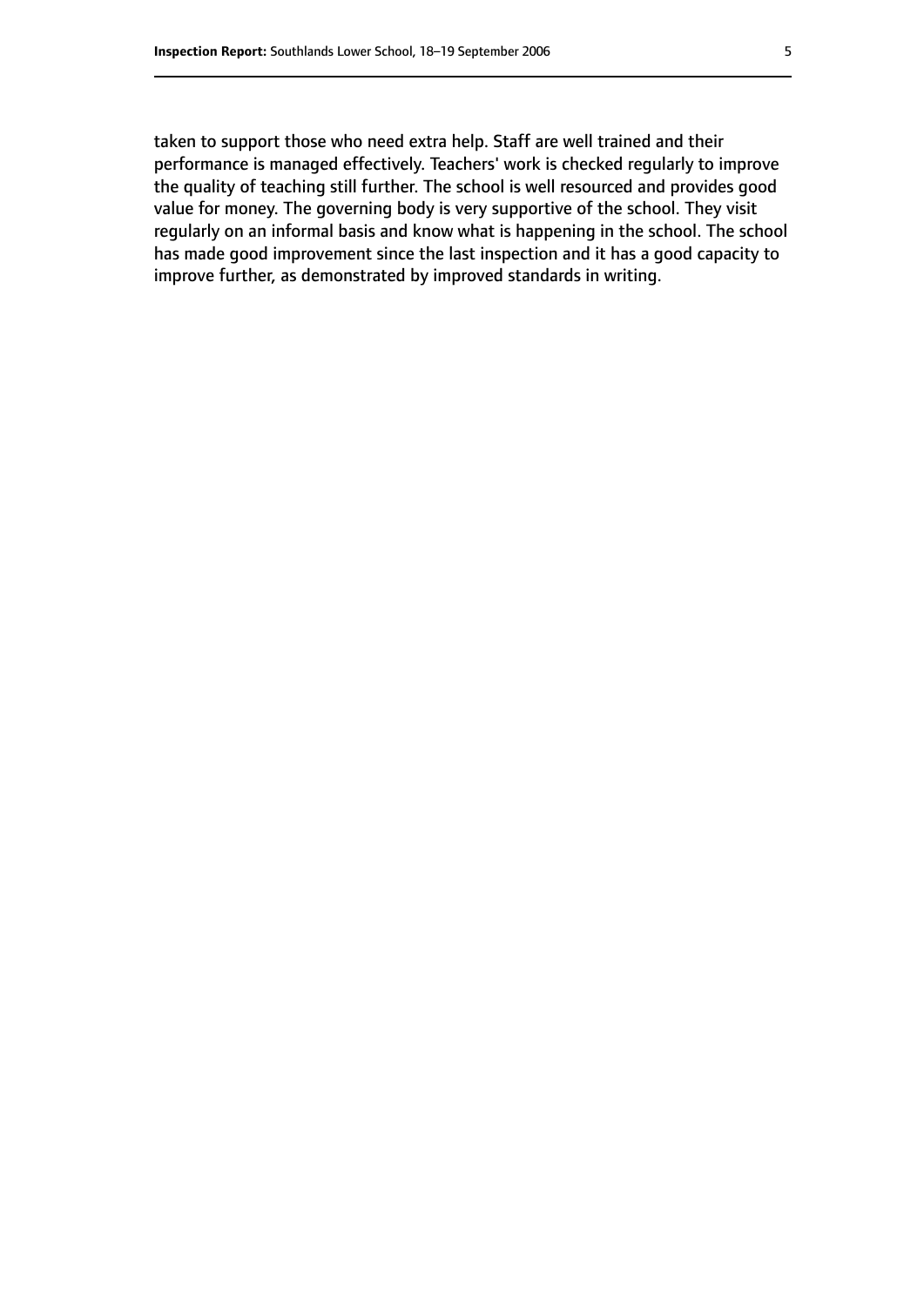taken to support those who need extra help. Staff are well trained and their performance is managed effectively. Teachers' work is checked regularly to improve the quality of teaching still further. The school is well resourced and provides good value for money. The governing body is very supportive of the school. They visit regularly on an informal basis and know what is happening in the school. The school has made good improvement since the last inspection and it has a good capacity to improve further, as demonstrated by improved standards in writing.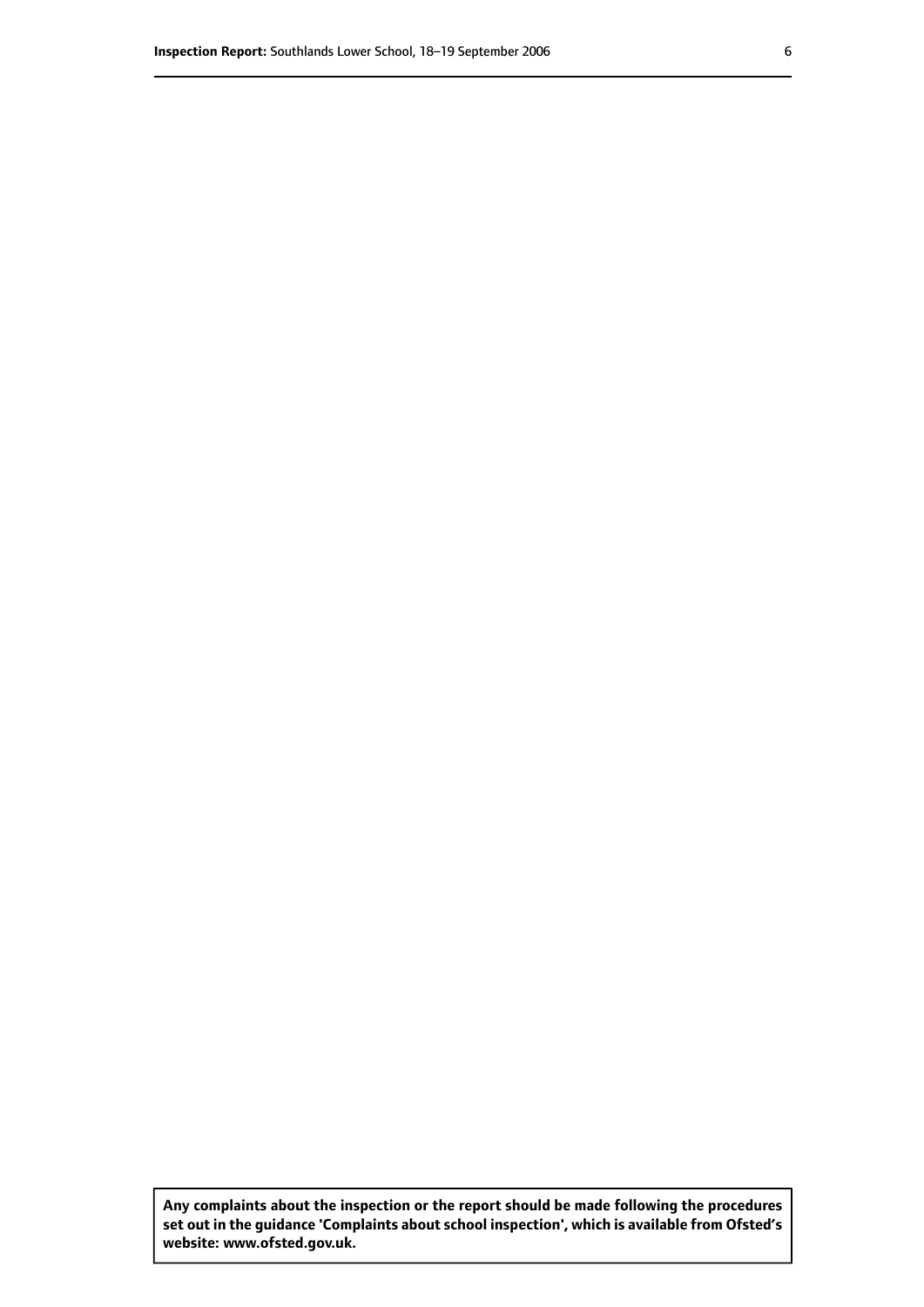**Any complaints about the inspection or the report should be made following the procedures set out in the guidance 'Complaints about school inspection', which is available from Ofsted's website: www.ofsted.gov.uk.**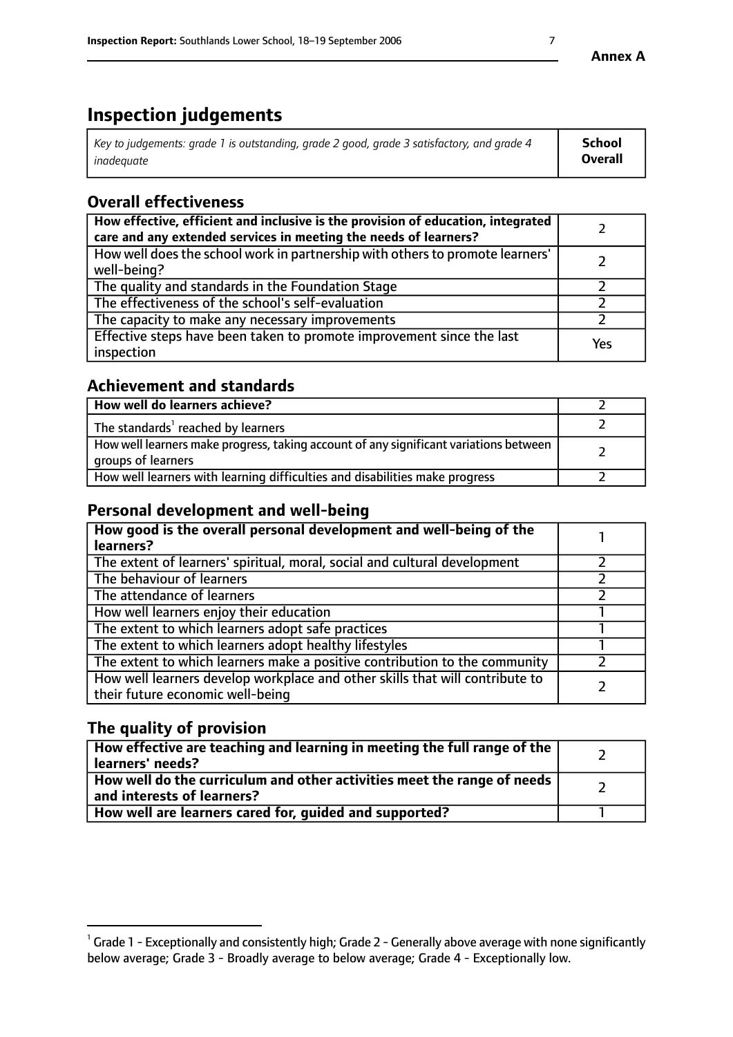**Annex A**

# Inspection judgements

| *Key to judgements: grade 1 is outstanding, grade 2 good, grade 3 satisfactory, and grade 4 inadequate* | **School Overall** |
|---|---|

## Overall effectiveness

| | |
|---|---|
| **How effective, efficient and inclusive is the provision of education, integrated care and any extended services in meeting the needs of learners?** | 2 |
| How well does the school work in partnership with others to promote learners' well-being? | 2 |
| The quality and standards in the Foundation Stage | 2 |
| The effectiveness of the school's self-evaluation | 2 |
| The capacity to make any necessary improvements | 2 |
| Effective steps have been taken to promote improvement since the last inspection | Yes |

## Achievement and standards

| | |
|---|---|
| **How well do learners achieve?** | 2 |
| The standards[1] reached by learners | 2 |
| How well learners make progress, taking account of any significant variations between groups of learners | 2 |
| How well learners with learning difficulties and disabilities make progress | 2 |

## Personal development and well-being

| | |
|---|---|
| **How good is the overall personal development and well-being of the learners?** | 1 |
| The extent of learners' spiritual, moral, social and cultural development | 2 |
| The behaviour of learners | 2 |
| The attendance of learners | 2 |
| How well learners enjoy their education | 1 |
| The extent to which learners adopt safe practices | 1 |
| The extent to which learners adopt healthy lifestyles | 1 |
| The extent to which learners make a positive contribution to the community | 2 |
| How well learners develop workplace and other skills that will contribute to their future economic well-being | 2 |

## The quality of provision

| | |
|---|---|
| **How effective are teaching and learning in meeting the full range of the learners' needs?** | 2 |
| **How well do the curriculum and other activities meet the range of needs and interests of learners?** | 2 |
| **How well are learners cared for, guided and supported?** | 1 |

[1] Grade 1 - Exceptionally and consistently high; Grade 2 - Generally above average with none significantly below average; Grade 3 - Broadly average to below average; Grade 4 - Exceptionally low.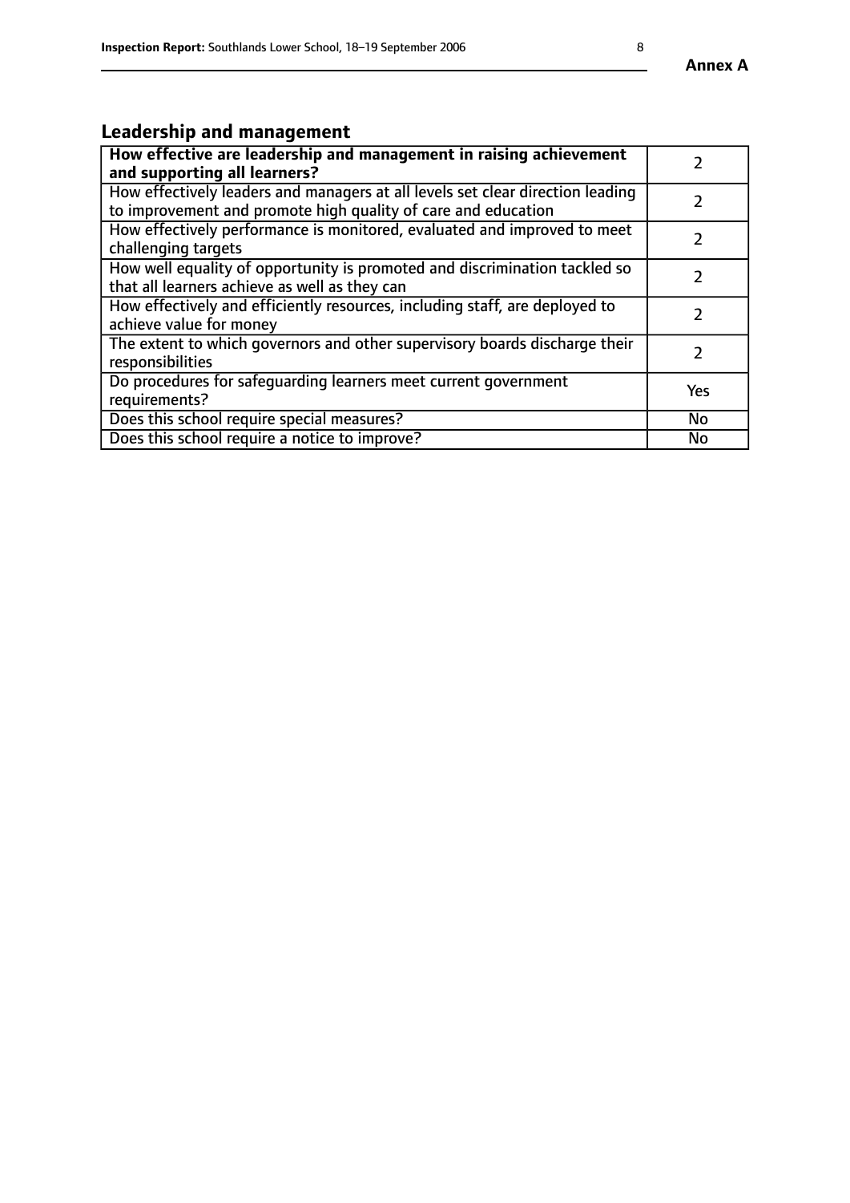## Leadership and management

| **How effective are leadership and management in raising achievement and supporting all learners?** | 2 |
|---|---|
| How effectively leaders and managers at all levels set clear direction leading to improvement and promote high quality of care and education | 2 |
| How effectively performance is monitored, evaluated and improved to meet challenging targets | 2 |
| How well equality of opportunity is promoted and discrimination tackled so that all learners achieve as well as they can | 2 |
| How effectively and efficiently resources, including staff, are deployed to achieve value for money | 2 |
| The extent to which governors and other supervisory boards discharge their responsibilities | 2 |
| Do procedures for safeguarding learners meet current government requirements? | Yes |
| Does this school require special measures? | No |
| Does this school require a notice to improve? | No |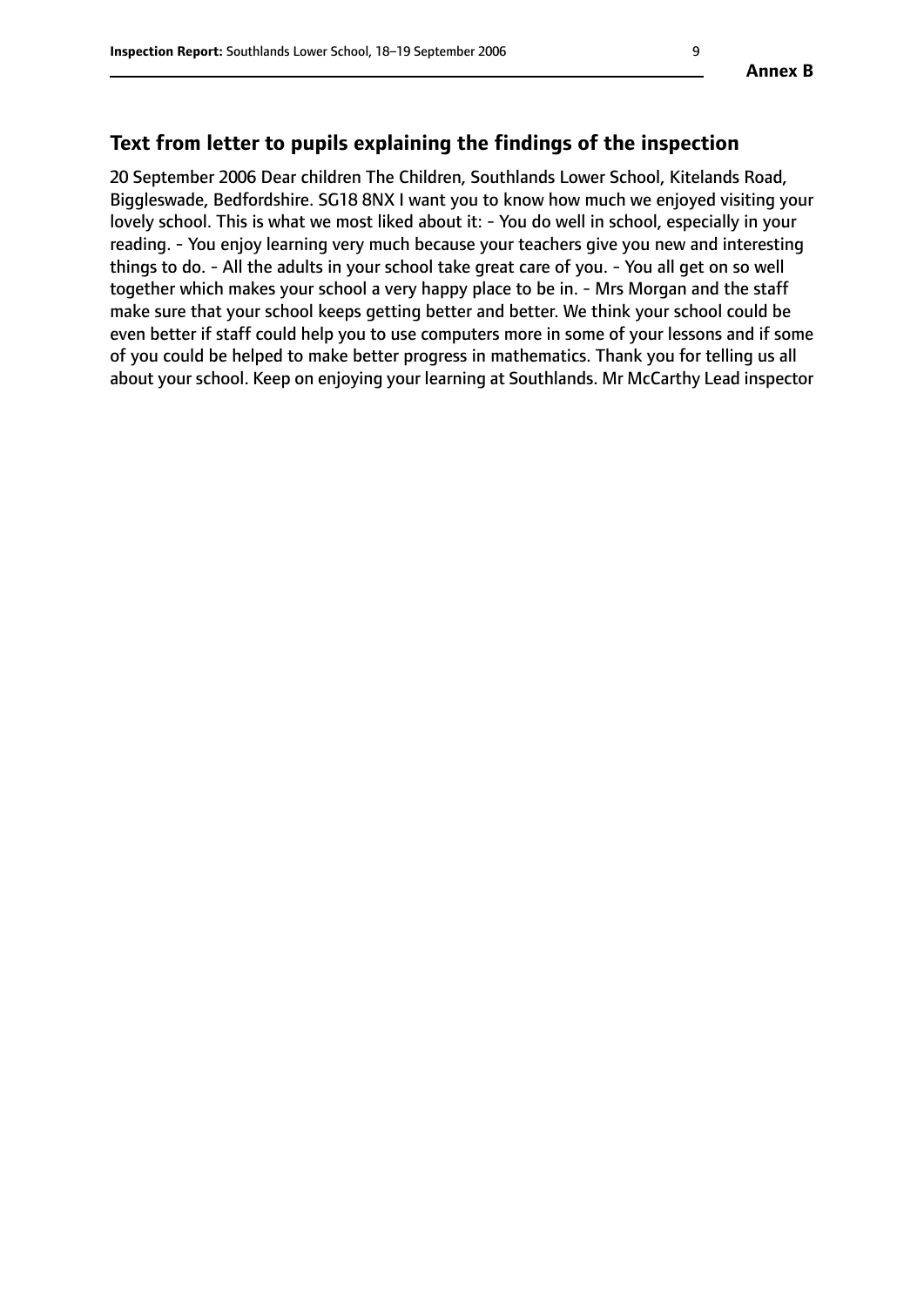## Text from letter to pupils explaining the findings of the inspection

20 September 2006 Dear children The Children, Southlands Lower School, Kitelands Road, Biggleswade, Bedfordshire. SG18 8NX I want you to know how much we enjoyed visiting your lovely school. This is what we most liked about it: - You do well in school, especially in your reading. - You enjoy learning very much because your teachers give you new and interesting things to do. - All the adults in your school take great care of you. - You all get on so well together which makes your school a very happy place to be in. - Mrs Morgan and the staff make sure that your school keeps getting better and better. We think your school could be even better if staff could help you to use computers more in some of your lessons and if some of you could be helped to make better progress in mathematics. Thank you for telling us all about your school. Keep on enjoying your learning at Southlands. Mr McCarthy Lead inspector